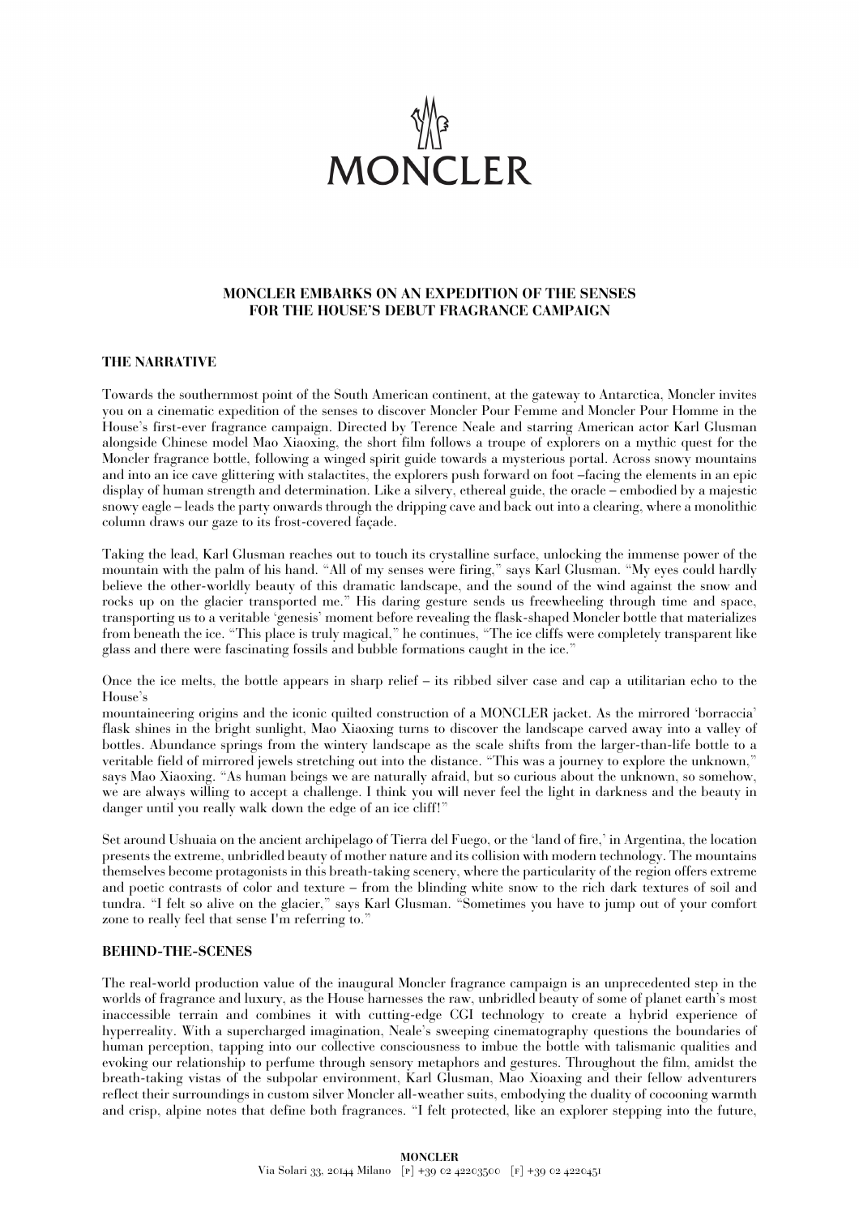MONCLER

**MONCLER EMBARKS ON AN EXPEDITION OF THE SENSES FOR THE HOUSE'S DEBUT FRAGRANCE CAMPAIGN**

**THE NARRATIVE**

Towards the southernmost point of the South American continent, at the gateway to Antarctica, Moncler invites you on a cinematic expedition of the senses to discover Moncler Pour Femme and Moncler Pour Homme in the House's first-ever fragrance campaign. Directed by Terence Neale and starring American actor Karl Glusman alongside Chinese model Mao Xiaoxing, the short film follows a troupe of explorers on a mythic quest for the Moncler fragrance bottle, following a winged spirit guide towards a mysterious portal. Across snowy mountains and into an ice cave glittering with stalactites, the explorers push forward on foot –facing the elements in an epic display of human strength and determination. Like a silvery, ethereal guide, the oracle – embodied by a majestic snowy eagle – leads the party onwards through the dripping cave and back out into a clearing, where a monolithic column draws our gaze to its frost-covered façade.

Taking the lead, Karl Glusman reaches out to touch its crystalline surface, unlocking the immense power of the mountain with the palm of his hand. "All of my senses were firing," says Karl Glusman. "My eyes could hardly believe the other-worldly beauty of this dramatic landscape, and the sound of the wind against the snow and rocks up on the glacier transported me." His daring gesture sends us freewheeling through time and space, transporting us to a veritable 'genesis' moment before revealing the flask-shaped Moncler bottle that materializes from beneath the ice. "This place is truly magical," he continues, "The ice cliffs were completely transparent like glass and there were fascinating fossils and bubble formations caught in the ice."

Once the ice melts, the bottle appears in sharp relief – its ribbed silver case and cap a utilitarian echo to the House's
mountaineering origins and the iconic quilted construction of a MONCLER jacket. As the mirrored 'borraccia' flask shines in the bright sunlight, Mao Xiaoxing turns to discover the landscape carved away into a valley of bottles. Abundance springs from the wintery landscape as the scale shifts from the larger-than-life bottle to a veritable field of mirrored jewels stretching out into the distance. "This was a journey to explore the unknown," says Mao Xiaoxing. "As human beings we are naturally afraid, but so curious about the unknown, so somehow, we are always willing to accept a challenge. I think you will never feel the light in darkness and the beauty in danger until you really walk down the edge of an ice cliff!"

Set around Ushuaia on the ancient archipelago of Tierra del Fuego, or the 'land of fire,' in Argentina, the location presents the extreme, unbridled beauty of mother nature and its collision with modern technology. The mountains themselves become protagonists in this breath-taking scenery, where the particularity of the region offers extreme and poetic contrasts of color and texture – from the blinding white snow to the rich dark textures of soil and tundra. "I felt so alive on the glacier," says Karl Glusman. "Sometimes you have to jump out of your comfort zone to really feel that sense I'm referring to."

**BEHIND-THE-SCENES**

The real-world production value of the inaugural Moncler fragrance campaign is an unprecedented step in the worlds of fragrance and luxury, as the House harnesses the raw, unbridled beauty of some of planet earth's most inaccessible terrain and combines it with cutting-edge CGI technology to create a hybrid experience of hyperreality. With a supercharged imagination, Neale's sweeping cinematography questions the boundaries of human perception, tapping into our collective consciousness to imbue the bottle with talismanic qualities and evoking our relationship to perfume through sensory metaphors and gestures. Throughout the film, amidst the breath-taking vistas of the subpolar environment, Karl Glusman, Mao Xioaxing and their fellow adventurers reflect their surroundings in custom silver Moncler all-weather suits, embodying the duality of cocooning warmth and crisp, alpine notes that define both fragrances. "I felt protected, like an explorer stepping into the future,

MONCLER
Via Solari 33, 20144 Milano [P] +39 02 42203500 [F] +39 02 4220451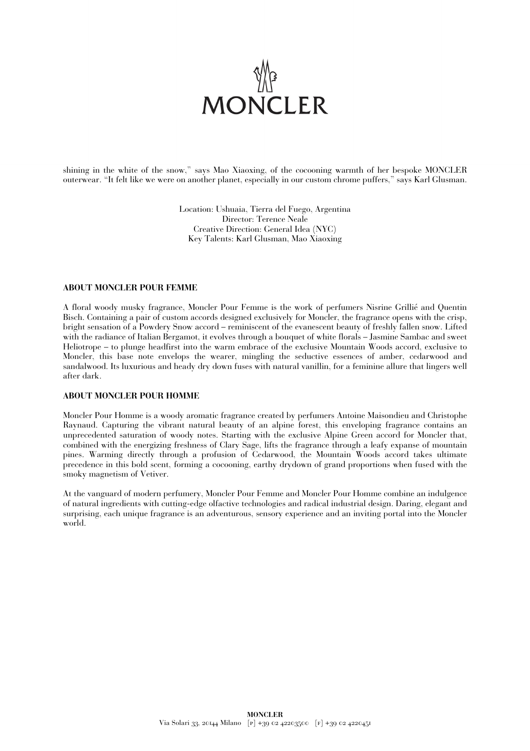shining in the white of the snow," says Mao Xiaoxing, of the cocooning warmth of her bespoke MONCLER outerwear. "It felt like we were on another planet, especially in our custom chrome puffers," says Karl Glusman.

Location: Ushuaia, Tierra del Fuego, Argentina
Director: Terence Neale
Creative Direction: General Idea (NYC)
Key Talents: Karl Glusman, Mao Xiaoxing

**ABOUT MONCLER POUR FEMME**

A floral woody musky fragrance, Moncler Pour Femme is the work of perfumers Nisrine Grillié and Quentin Bisch. Containing a pair of custom accords designed exclusively for Moncler, the fragrance opens with the crisp, bright sensation of a Powdery Snow accord – reminiscent of the evanescent beauty of freshly fallen snow. Lifted with the radiance of Italian Bergamot, it evolves through a bouquet of white florals – Jasmine Sambac and sweet Heliotrope – to plunge headfirst into the warm embrace of the exclusive Mountain Woods accord, exclusive to Moncler, this base note envelops the wearer, mingling the seductive essences of amber, cedarwood and sandalwood. Its luxurious and heady dry down fuses with natural vanillin, for a feminine allure that lingers well after dark.

**ABOUT MONCLER POUR HOMME**

Moncler Pour Homme is a woody aromatic fragrance created by perfumers Antoine Maisondieu and Christophe Raynaud. Capturing the vibrant natural beauty of an alpine forest, this enveloping fragrance contains an unprecedented saturation of woody notes. Starting with the exclusive Alpine Green accord for Moncler that, combined with the energizing freshness of Clary Sage, lifts the fragrance through a leafy expanse of mountain pines. Warming directly through a profusion of Cedarwood, the Mountain Woods accord takes ultimate precedence in this bold scent, forming a cocooning, earthy drydown of grand proportions when fused with the smoky magnetism of Vetiver.

At the vanguard of modern perfumery, Moncler Pour Femme and Moncler Pour Homme combine an indulgence of natural ingredients with cutting-edge olfactive technologies and radical industrial design. Daring, elegant and surprising, each unique fragrance is an adventurous, sensory experience and an inviting portal into the Moncler world.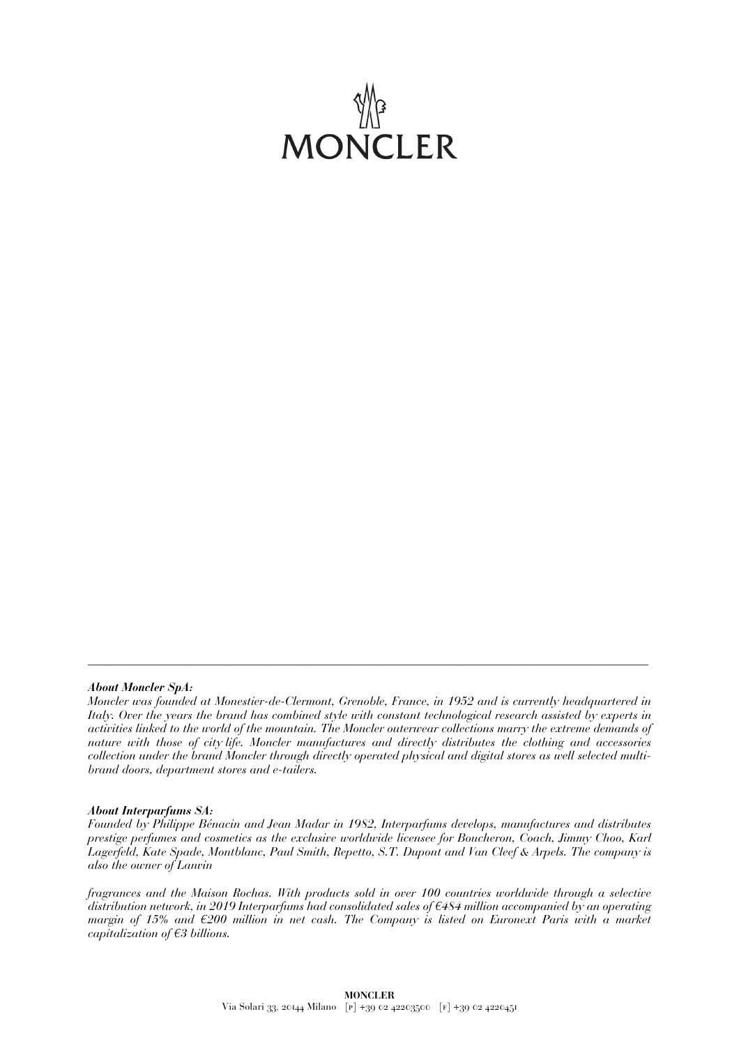---

***About Moncler SpA:***

*Moncler was founded at Monestier-de-Clermont, Grenoble, France, in 1952 and is currently headquartered in Italy. Over the years the brand has combined style with constant technological research assisted by experts in activities linked to the world of the mountain. The Moncler outerwear collections marry the extreme demands of nature with those of city life. Moncler manufactures and directly distributes the clothing and accessories collection under the brand Moncler through directly operated physical and digital stores as well selected multi-brand doors, department stores and e-tailers.*

***About Interparfums SA:***

*Founded by Philippe Bénacin and Jean Madar in 1982, Interparfums develops, manufactures and distributes prestige perfumes and cosmetics as the exclusive worldwide licensee for Boucheron, Coach, Jimmy Choo, Karl Lagerfeld, Kate Spade, Montblanc, Paul Smith, Repetto, S.T. Dupont and Van Cleef & Arpels. The company is also the owner of Lanvin*

*fragrances and the Maison Rochas. With products sold in over 100 countries worldwide through a selective distribution network, in 2019 Interparfums had consolidated sales of €484 million accompanied by an operating margin of 15% and €200 million in net cash. The Company is listed on Euronext Paris with a market capitalization of €3 billions.*